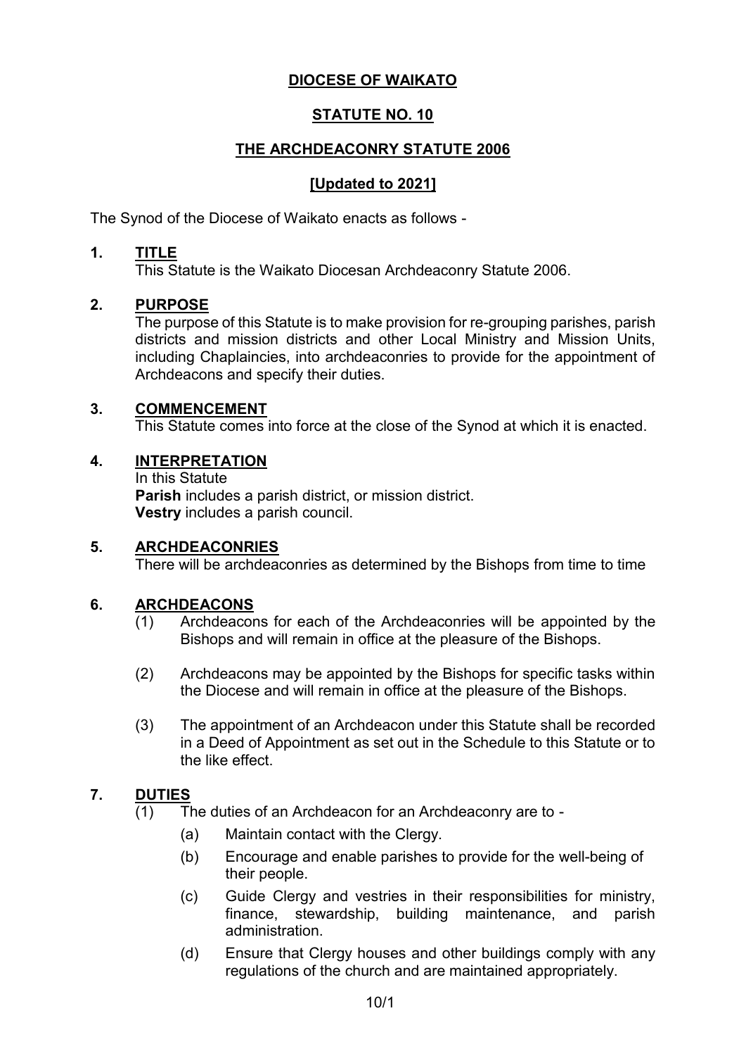# DIOCESE OF WAIKATO

## STATUTE NO. 10

## THE ARCHDEACONRY STATUTE 2006

## [Updated to 2021]

The Synod of the Diocese of Waikato enacts as follows -

### 1. TITLE

This Statute is the Waikato Diocesan Archdeaconry Statute 2006.

### 2. PURPOSE

The purpose of this Statute is to make provision for re-grouping parishes, parish districts and mission districts and other Local Ministry and Mission Units, including Chaplaincies, into archdeaconries to provide for the appointment of Archdeacons and specify their duties.

### 3. COMMENCEMENT

This Statute comes into force at the close of the Synod at which it is enacted.

### 4. INTERPRETATION

In this Statute

**Parish** includes a parish district, or mission district.

**Vestry** includes a parish council.

### 5. ARCHDEACONRIES

There will be archdeaconries as determined by the Bishops from time to time

### 6. ARCHDEACONS

(1) Archdeacons for each of the Archdeaconries will be appointed by the Bishops and will remain in office at the pleasure of the Bishops.

(2) Archdeacons may be appointed by the Bishops for specific tasks within the Diocese and will remain in office at the pleasure of the Bishops.

(3) The appointment of an Archdeacon under this Statute shall be recorded in a Deed of Appointment as set out in the Schedule to this Statute or to the like effect.

### 7. DUTIES

(1) The duties of an Archdeacon for an Archdeaconry are to -

- (a) Maintain contact with the Clergy.
- (b) Encourage and enable parishes to provide for the well-being of their people.
- (c) Guide Clergy and vestries in their responsibilities for ministry, finance, stewardship, building maintenance, and parish administration.
- (d) Ensure that Clergy houses and other buildings comply with any regulations of the church and are maintained appropriately.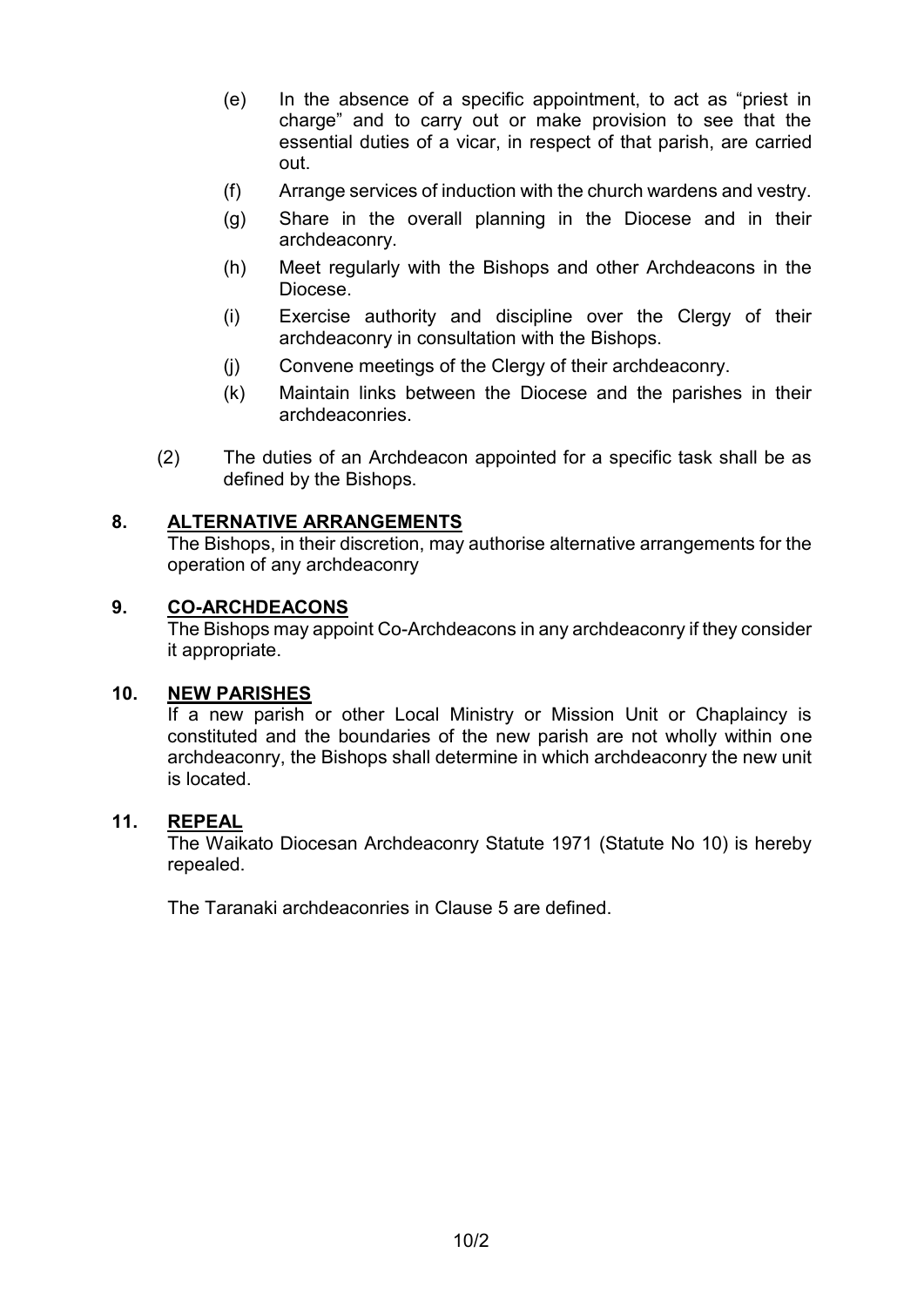(e) In the absence of a specific appointment, to act as "priest in charge" and to carry out or make provision to see that the essential duties of a vicar, in respect of that parish, are carried out.

(f) Arrange services of induction with the church wardens and vestry.

(g) Share in the overall planning in the Diocese and in their archdeaconry.

(h) Meet regularly with the Bishops and other Archdeacons in the Diocese.

(i) Exercise authority and discipline over the Clergy of their archdeaconry in consultation with the Bishops.

(j) Convene meetings of the Clergy of their archdeaconry.

(k) Maintain links between the Diocese and the parishes in their archdeaconries.

(2) The duties of an Archdeacon appointed for a specific task shall be as defined by the Bishops.

## 8. ALTERNATIVE ARRANGEMENTS

The Bishops, in their discretion, may authorise alternative arrangements for the operation of any archdeaconry

## 9. CO-ARCHDEACONS

The Bishops may appoint Co-Archdeacons in any archdeaconry if they consider it appropriate.

## 10. NEW PARISHES

If a new parish or other Local Ministry or Mission Unit or Chaplaincy is constituted and the boundaries of the new parish are not wholly within one archdeaconry, the Bishops shall determine in which archdeaconry the new unit is located.

## 11. REPEAL

The Waikato Diocesan Archdeaconry Statute 1971 (Statute No 10) is hereby repealed.

The Taranaki archdeaconries in Clause 5 are defined.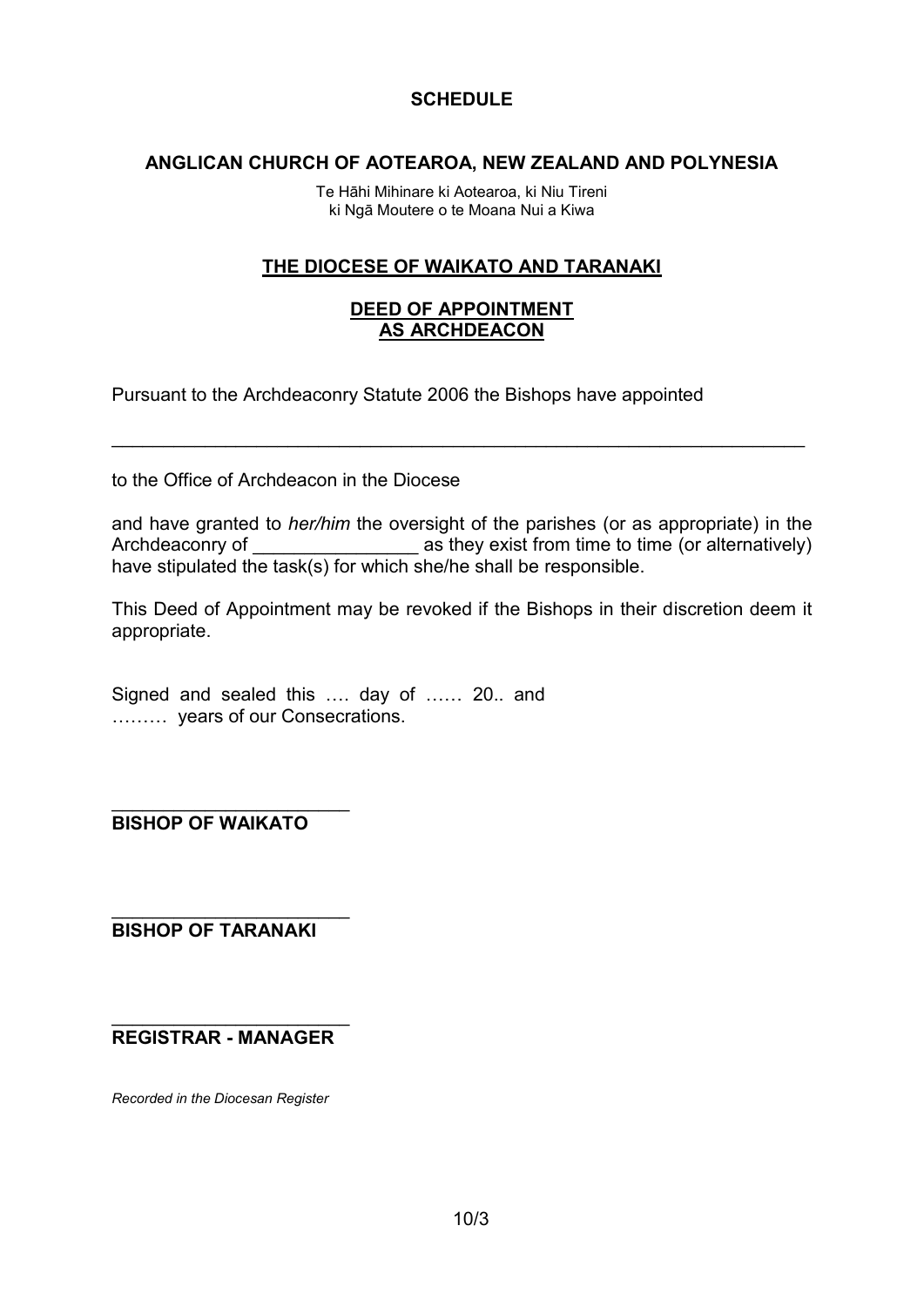**SCHEDULE**

**ANGLICAN CHURCH OF AOTEAROA, NEW ZEALAND AND POLYNESIA**

Te Hāhi Mihinare ki Aotearoa, ki Niu Tireni
ki Ngā Moutere o te Moana Nui a Kiwa

## THE DIOCESE OF WAIKATO AND TARANAKI

## DEED OF APPOINTMENT AS ARCHDEACON

Pursuant to the Archdeaconry Statute 2006 the Bishops have appointed

_______________________________________________________________________

to the Office of Archdeacon in the Diocese

and have granted to *her/him* the oversight of the parishes (or as appropriate) in the Archdeaconry of ________________ as they exist from time to time (or alternatively) have stipulated the task(s) for which she/he shall be responsible.

This Deed of Appointment may be revoked if the Bishops in their discretion deem it appropriate.

Signed and sealed this …. day of …… 20.. and ……… years of our Consecrations.

________________________
**BISHOP OF WAIKATO**

________________________
**BISHOP OF TARANAKI**

________________________
**REGISTRAR - MANAGER**

*Recorded in the Diocesan Register*

10/3